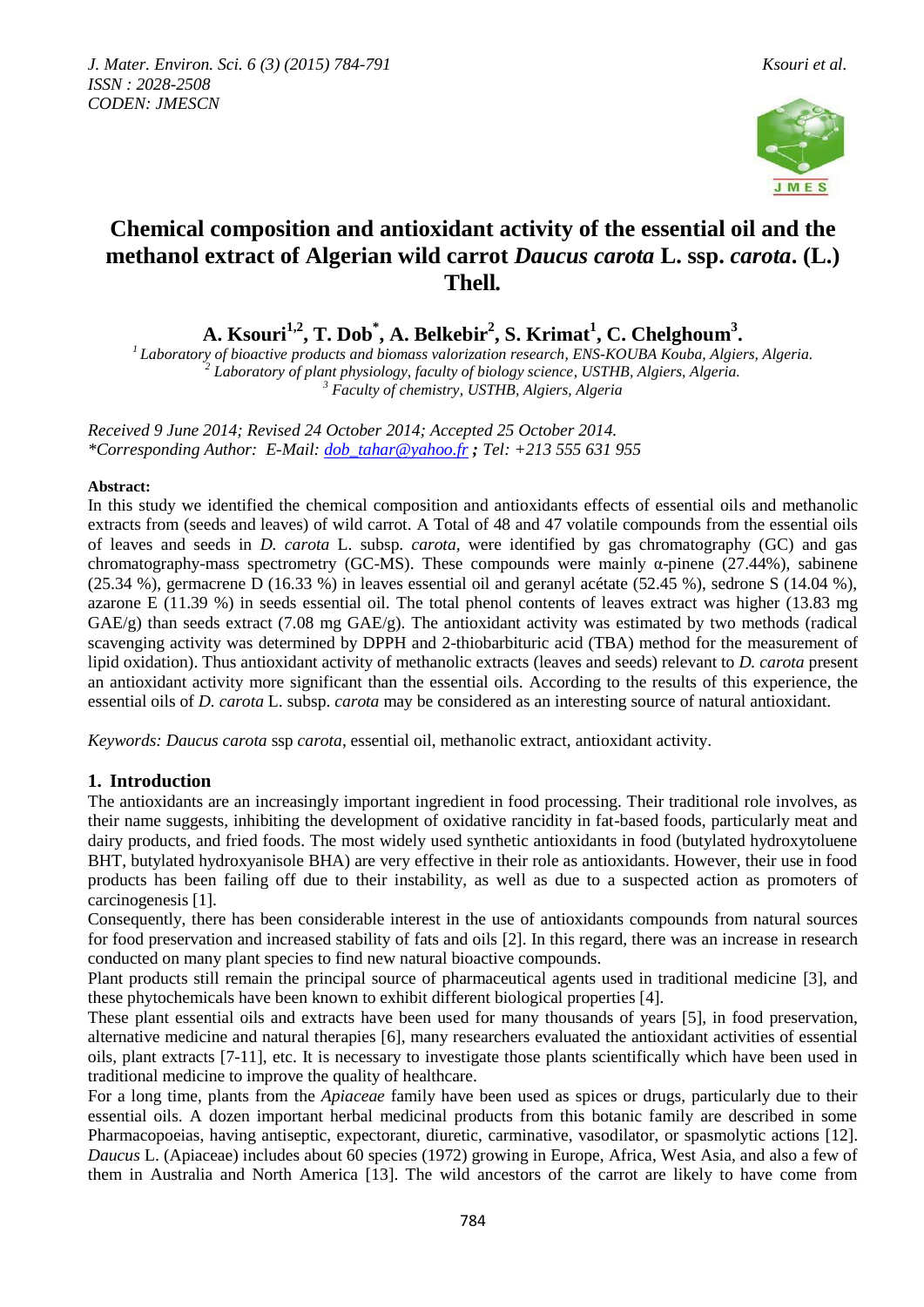# Chemical composition and antioxidant activity of the essential oil and the methanol extract of Algerian wild carrot *Daucus carota* L. ssp. *carota*. (L.) Thell.

**A. Ksouri[1,2], T. Dob[*], A. Belkebir[2], S. Krimat[1], C. Chelghoum[3].**

[1] *Laboratory of bioactive products and biomass valorization research, ENS-KOUBA Kouba, Algiers, Algeria.*
[2] *Laboratory of plant physiology, faculty of biology science, USTHB, Algiers, Algeria.*
[3] *Faculty of chemistry, USTHB, Algiers, Algeria*

*Received 9 June 2014; Revised 24 October 2014; Accepted 25 October 2014.*
*\*Corresponding Author: E-Mail: dob_tahar@yahoo.fr ; Tel: +213 555 631 955*

**Abstract:**
In this study we identified the chemical composition and antioxidants effects of essential oils and methanolic extracts from (seeds and leaves) of wild carrot. A Total of 48 and 47 volatile compounds from the essential oils of leaves and seeds in *D. carota* L. subsp. *carota*, were identified by gas chromatography (GC) and gas chromatography-mass spectrometry (GC-MS). These compounds were mainly α-pinene (27.44%), sabinene (25.34 %), germacrene D (16.33 %) in leaves essential oil and geranyl acétate (52.45 %), sedrone S (14.04 %), azarone E (11.39 %) in seeds essential oil. The total phenol contents of leaves extract was higher (13.83 mg GAE/g) than seeds extract (7.08 mg GAE/g). The antioxidant activity was estimated by two methods (radical scavenging activity was determined by DPPH and 2-thiobarbituric acid (TBA) method for the measurement of lipid oxidation). Thus antioxidant activity of methanolic extracts (leaves and seeds) relevant to *D. carota* present an antioxidant activity more significant than the essential oils. According to the results of this experience, the essential oils of *D. carota* L. subsp. *carota* may be considered as an interesting source of natural antioxidant.

*Keywords: Daucus carota ssp carota, essential oil, methanolic extract, antioxidant activity.*

## 1. Introduction

The antioxidants are an increasingly important ingredient in food processing. Their traditional role involves, as their name suggests, inhibiting the development of oxidative rancidity in fat-based foods, particularly meat and dairy products, and fried foods. The most widely used synthetic antioxidants in food (butylated hydroxytoluene BHT, butylated hydroxyanisole BHA) are very effective in their role as antioxidants. However, their use in food products has been failing off due to their instability, as well as due to a suspected action as promoters of carcinogenesis [1].

Consequently, there has been considerable interest in the use of antioxidants compounds from natural sources for food preservation and increased stability of fats and oils [2]. In this regard, there was an increase in research conducted on many plant species to find new natural bioactive compounds.

Plant products still remain the principal source of pharmaceutical agents used in traditional medicine [3], and these phytochemicals have been known to exhibit different biological properties [4].

These plant essential oils and extracts have been used for many thousands of years [5], in food preservation, alternative medicine and natural therapies [6], many researchers evaluated the antioxidant activities of essential oils, plant extracts [7-11], etc. It is necessary to investigate those plants scientifically which have been used in traditional medicine to improve the quality of healthcare.

For a long time, plants from the *Apiaceae* family have been used as spices or drugs, particularly due to their essential oils. A dozen important herbal medicinal products from this botanic family are described in some Pharmacopoeias, having antiseptic, expectorant, diuretic, carminative, vasodilator, or spasmolytic actions [12]. *Daucus* L. (Apiaceae) includes about 60 species (1972) growing in Europe, Africa, West Asia, and also a few of them in Australia and North America [13]. The wild ancestors of the carrot are likely to have come from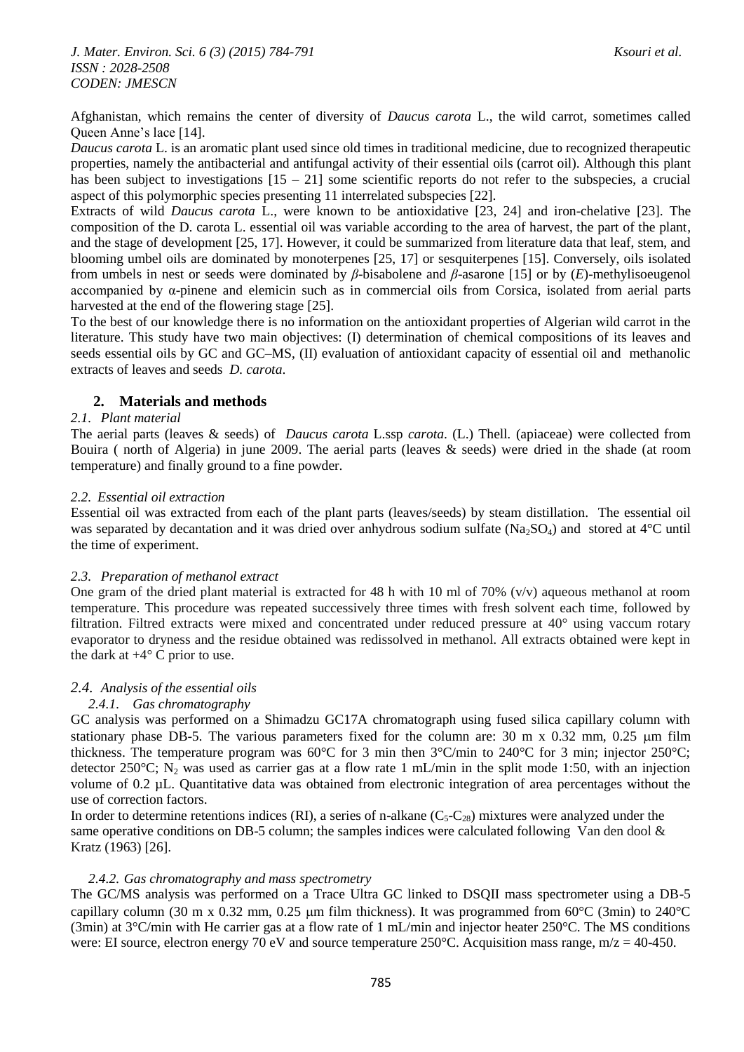Afghanistan, which remains the center of diversity of *Daucus carota* L., the wild carrot, sometimes called Queen Anne's lace [14].

*Daucus carota* L. is an aromatic plant used since old times in traditional medicine, due to recognized therapeutic properties, namely the antibacterial and antifungal activity of their essential oils (carrot oil). Although this plant has been subject to investigations [15 – 21] some scientific reports do not refer to the subspecies, a crucial aspect of this polymorphic species presenting 11 interrelated subspecies [22].

Extracts of wild *Daucus carota* L., were known to be antioxidative [23, 24] and iron-chelative [23]. The composition of the D. carota L. essential oil was variable according to the area of harvest, the part of the plant, and the stage of development [25, 17]. However, it could be summarized from literature data that leaf, stem, and blooming umbel oils are dominated by monoterpenes [25, 17] or sesquiterpenes [15]. Conversely, oils isolated from umbels in nest or seeds were dominated by *β*-bisabolene and *β*-asarone [15] or by (*E*)-methylisoeugenol accompanied by α-pinene and elemicin such as in commercial oils from Corsica, isolated from aerial parts harvested at the end of the flowering stage [25].

To the best of our knowledge there is no information on the antioxidant properties of Algerian wild carrot in the literature. This study have two main objectives: (I) determination of chemical compositions of its leaves and seeds essential oils by GC and GC–MS, (II) evaluation of antioxidant capacity of essential oil and methanolic extracts of leaves and seeds *D. carota*.

## 2. Materials and methods

### *2.1. Plant material*

The aerial parts (leaves & seeds) of *Daucus carota* L.ssp *carota*. (L.) Thell. (apiaceae) were collected from Bouira ( north of Algeria) in june 2009. The aerial parts (leaves & seeds) were dried in the shade (at room temperature) and finally ground to a fine powder.

### *2.2. Essential oil extraction*

Essential oil was extracted from each of the plant parts (leaves/seeds) by steam distillation. The essential oil was separated by decantation and it was dried over anhydrous sodium sulfate ($Na_2SO_4$) and stored at 4°C until the time of experiment.

### *2.3. Preparation of methanol extract*

One gram of the dried plant material is extracted for 48 h with 10 ml of 70% (v/v) aqueous methanol at room temperature. This procedure was repeated successively three times with fresh solvent each time, followed by filtration. Filtred extracts were mixed and concentrated under reduced pressure at 40° using vaccum rotary evaporator to dryness and the residue obtained was redissolved in methanol. All extracts obtained were kept in the dark at +4° C prior to use.

### *2.4. Analysis of the essential oils*

#### *2.4.1. Gas chromatography*

GC analysis was performed on a Shimadzu GC17A chromatograph using fused silica capillary column with stationary phase DB-5. The various parameters fixed for the column are: 30 m x 0.32 mm, 0.25 μm film thickness. The temperature program was 60°C for 3 min then 3°C/min to 240°C for 3 min; injector 250°C; detector 250°C; $N_2$ was used as carrier gas at a flow rate 1 mL/min in the split mode 1:50, with an injection volume of 0.2 µL. Quantitative data was obtained from electronic integration of area percentages without the use of correction factors.

In order to determine retentions indices (RI), a series of n-alkane ($C_5$-$C_{28}$) mixtures were analyzed under the same operative conditions on DB-5 column; the samples indices were calculated following Van den dool & Kratz (1963) [26].

#### *2.4.2. Gas chromatography and mass spectrometry*

The GC/MS analysis was performed on a Trace Ultra GC linked to DSQII mass spectrometer using a DB-5 capillary column (30 m x 0.32 mm, 0.25 μm film thickness). It was programmed from 60°C (3min) to 240°C (3min) at 3°C/min with He carrier gas at a flow rate of 1 mL/min and injector heater 250°C. The MS conditions were: EI source, electron energy 70 eV and source temperature 250°C. Acquisition mass range, m/z = 40-450.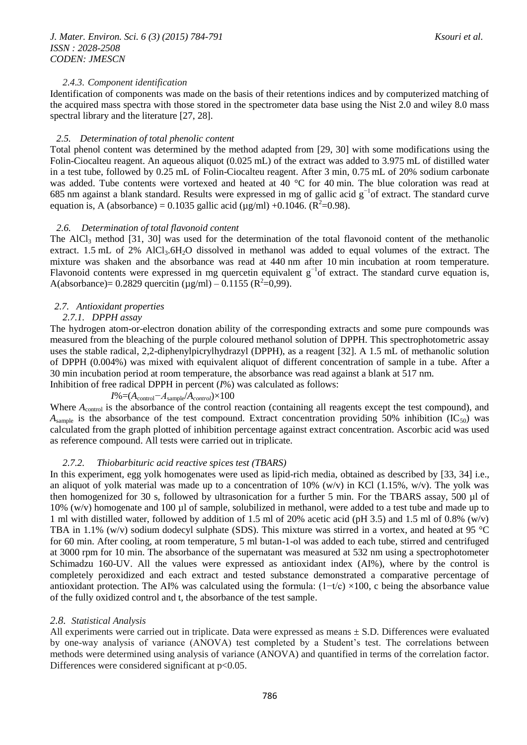#### 2.4.3. Component identification

Identification of components was made on the basis of their retentions indices and by computerized matching of the acquired mass spectra with those stored in the spectrometer data base using the Nist 2.0 and wiley 8.0 mass spectral library and the literature [27, 28].

### 2.5. Determination of total phenolic content

Total phenol content was determined by the method adapted from [29, 30] with some modifications using the Folin-Ciocalteu reagent. An aqueous aliquot (0.025 mL) of the extract was added to 3.975 mL of distilled water in a test tube, followed by 0.25 mL of Folin-Ciocalteu reagent. After 3 min, 0.75 mL of 20% sodium carbonate was added. Tube contents were vortexed and heated at 40 °C for 40 min. The blue coloration was read at 685 nm against a blank standard. Results were expressed in mg of gallic acid $g^{-1}$of extract. The standard curve equation is, A (absorbance) = 0.1035 gallic acid (µg/ml) +0.1046. ($R^2$=0.98).

### 2.6. Determination of total flavonoid content

The $AlCl_3$ method [31, 30] was used for the determination of the total flavonoid content of the methanolic extract. 1.5 mL of 2% $AlCl_3.6H_2O$ dissolved in methanol was added to equal volumes of the extract. The mixture was shaken and the absorbance was read at 440 nm after 10 min incubation at room temperature. Flavonoid contents were expressed in mg quercetin equivalent $g^{-1}$of extract. The standard curve equation is, A(absorbance)= 0.2829 quercitin (µg/ml) – 0.1155 ($R^2$=0,99).

### 2.7. Antioxidant properties

#### 2.7.1. DPPH assay

The hydrogen atom-or-electron donation ability of the corresponding extracts and some pure compounds was measured from the bleaching of the purple coloured methanol solution of DPPH. This spectrophotometric assay uses the stable radical, 2,2-diphenylpicrylhydrazyl (DPPH), as a reagent [32]. A 1.5 mL of methanolic solution of DPPH (0.004%) was mixed with equivalent aliquot of different concentration of sample in a tube. After a 30 min incubation period at room temperature, the absorbance was read against a blank at 517 nm.

Inhibition of free radical DPPH in percent ($I$%) was calculated as follows:

$$I\% = (A_{control} - A_{sample}/A_{control}) \times 100$$

Where $A_{control}$ is the absorbance of the control reaction (containing all reagents except the test compound), and $A_{sample}$ is the absorbance of the test compound. Extract concentration providing 50% inhibition ($IC_{50}$) was calculated from the graph plotted of inhibition percentage against extract concentration. Ascorbic acid was used as reference compound. All tests were carried out in triplicate.

#### 2.7.2. Thiobarbituric acid reactive spices test (TBARS)

In this experiment, egg yolk homogenates were used as lipid-rich media, obtained as described by [33, 34] i.e., an aliquot of yolk material was made up to a concentration of 10% (w/v) in KCl (1.15%, w/v). The yolk was then homogenized for 30 s, followed by ultrasonication for a further 5 min. For the TBARS assay, 500 µl of 10% (w/v) homogenate and 100 µl of sample, solubilized in methanol, were added to a test tube and made up to 1 ml with distilled water, followed by addition of 1.5 ml of 20% acetic acid (pH 3.5) and 1.5 ml of 0.8% (w/v) TBA in 1.1% (w/v) sodium dodecyl sulphate (SDS). This mixture was stirred in a vortex, and heated at 95 °C for 60 min. After cooling, at room temperature, 5 ml butan-1-ol was added to each tube, stirred and centrifuged at 3000 rpm for 10 min. The absorbance of the supernatant was measured at 532 nm using a spectrophotometer Schimadzu 160-UV. All the values were expressed as antioxidant index (AI%), where by the control is completely peroxidized and each extract and tested substance demonstrated a comparative percentage of antioxidant protection. The AI% was calculated using the formula: $(1-t/c) \times 100$, c being the absorbance value of the fully oxidized control and t, the absorbance of the test sample.

### 2.8. Statistical Analysis

All experiments were carried out in triplicate. Data were expressed as means ± S.D. Differences were evaluated by one-way analysis of variance (ANOVA) test completed by a Student's test. The correlations between methods were determined using analysis of variance (ANOVA) and quantified in terms of the correlation factor. Differences were considered significant at $p<0.05$.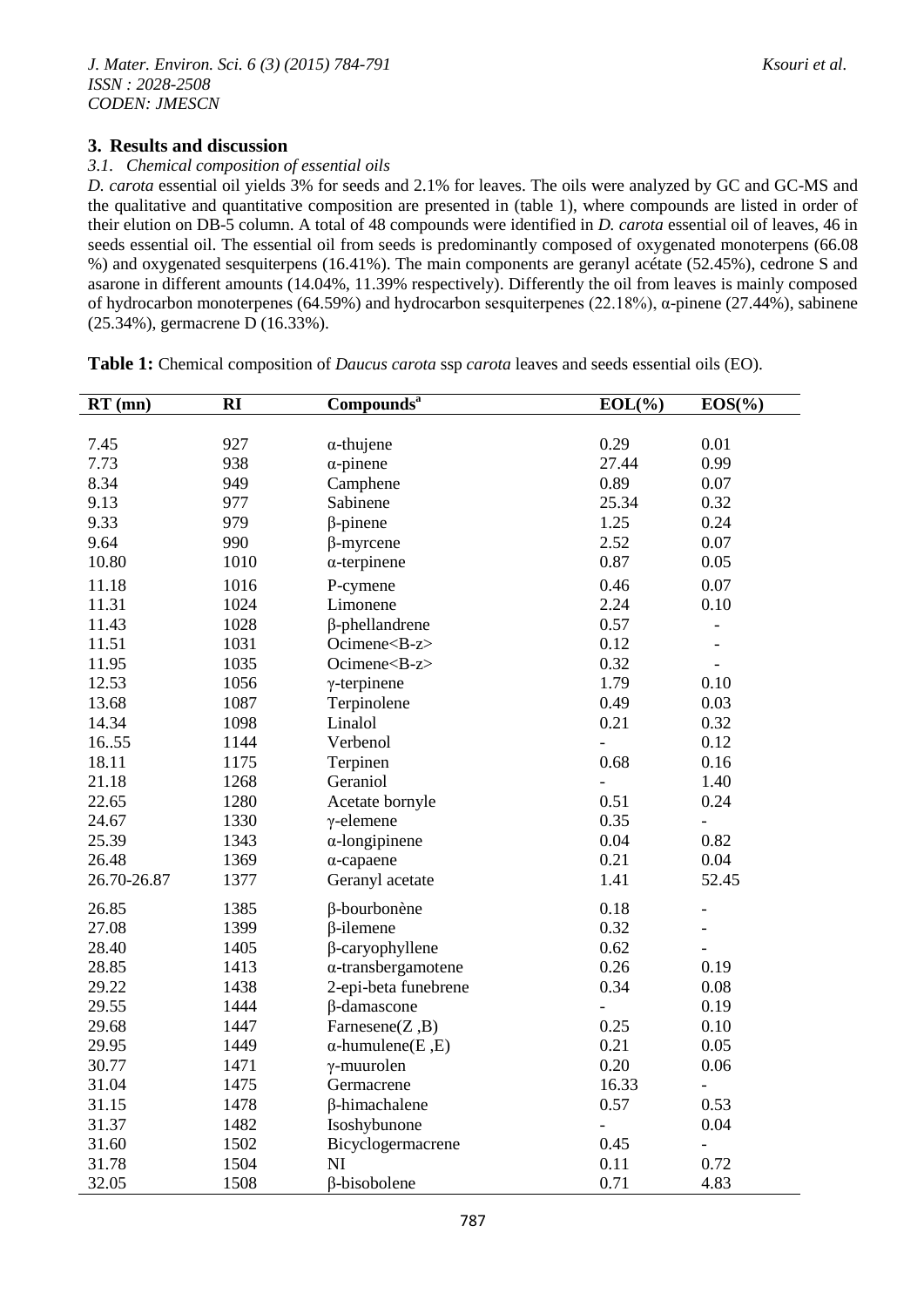## 3. Results and discussion

### 3.1. Chemical composition of essential oils

*D. carota* essential oil yields 3% for seeds and 2.1% for leaves. The oils were analyzed by GC and GC-MS and the qualitative and quantitative composition are presented in (table 1), where compounds are listed in order of their elution on DB-5 column. A total of 48 compounds were identified in *D. carota* essential oil of leaves, 46 in seeds essential oil. The essential oil from seeds is predominantly composed of oxygenated monoterpens (66.08 %) and oxygenated sesquiterpens (16.41%). The main components are geranyl acétate (52.45%), cedrone S and asarone in different amounts (14.04%, 11.39% respectively). Differently the oil from leaves is mainly composed of hydrocarbon monoterpenes (64.59%) and hydrocarbon sesquiterpenes (22.18%), α-pinene (27.44%), sabinene (25.34%), germacrene D (16.33%).

**Table 1:** Chemical composition of *Daucus carota* ssp *carota* leaves and seeds essential oils (EO).

| RT (mn) | RI | Compounds[a] | EOL(%) | EOS(%) |
|---|---|---|---|---|
| 7.45 | 927 | α-thujene | 0.29 | 0.01 |
| 7.73 | 938 | α-pinene | 27.44 | 0.99 |
| 8.34 | 949 | Camphene | 0.89 | 0.07 |
| 9.13 | 977 | Sabinene | 25.34 | 0.32 |
| 9.33 | 979 | β-pinene | 1.25 | 0.24 |
| 9.64 | 990 | β-myrcene | 2.52 | 0.07 |
| 10.80 | 1010 | α-terpinene | 0.87 | 0.05 |
| 11.18 | 1016 | P-cymene | 0.46 | 0.07 |
| 11.31 | 1024 | Limonene | 2.24 | 0.10 |
| 11.43 | 1028 | β-phellandrene | 0.57 | - |
| 11.51 | 1031 | Ocimene<B-z> | 0.12 | - |
| 11.95 | 1035 | Ocimene<B-z> | 0.32 | - |
| 12.53 | 1056 | γ-terpinene | 1.79 | 0.10 |
| 13.68 | 1087 | Terpinolene | 0.49 | 0.03 |
| 14.34 | 1098 | Linalol | 0.21 | 0.32 |
| 16..55 | 1144 | Verbenol | - | 0.12 |
| 18.11 | 1175 | Terpinen | 0.68 | 0.16 |
| 21.18 | 1268 | Geraniol | - | 1.40 |
| 22.65 | 1280 | Acetate bornyle | 0.51 | 0.24 |
| 24.67 | 1330 | γ-elemene | 0.35 | - |
| 25.39 | 1343 | α-longipinene | 0.04 | 0.82 |
| 26.48 | 1369 | α-capaene | 0.21 | 0.04 |
| 26.70-26.87 | 1377 | Geranyl acetate | 1.41 | 52.45 |
| 26.85 | 1385 | β-bourbonène | 0.18 | - |
| 27.08 | 1399 | β-ilemene | 0.32 | - |
| 28.40 | 1405 | β-caryophyllene | 0.62 | - |
| 28.85 | 1413 | α-transbergamotene | 0.26 | 0.19 |
| 29.22 | 1438 | 2-epi-beta funebrene | 0.34 | 0.08 |
| 29.55 | 1444 | β-damascone | - | 0.19 |
| 29.68 | 1447 | Farnesene(Z ,B) | 0.25 | 0.10 |
| 29.95 | 1449 | α-humulene(E ,E) | 0.21 | 0.05 |
| 30.77 | 1471 | γ-muurolen | 0.20 | 0.06 |
| 31.04 | 1475 | Germacrene | 16.33 | - |
| 31.15 | 1478 | β-himachalene | 0.57 | 0.53 |
| 31.37 | 1482 | Isoshybunone | - | 0.04 |
| 31.60 | 1502 | Bicyclogermacrene | 0.45 | - |
| 31.78 | 1504 | NI | 0.11 | 0.72 |
| 32.05 | 1508 | β-bisobolene | 0.71 | 4.83 |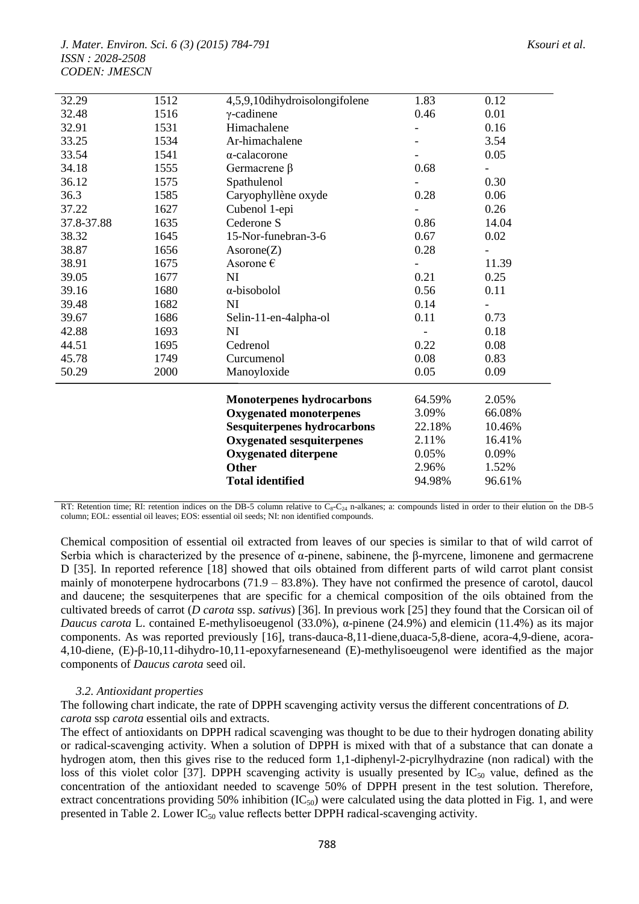| | | | | |
|---|---|---|---|---|
| 32.29 | 1512 | 4,5,9,10dihydroisolongifolene | 1.83 | 0.12 |
| 32.48 | 1516 | γ-cadinene | 0.46 | 0.01 |
| 32.91 | 1531 | Himachalene | - | 0.16 |
| 33.25 | 1534 | Ar-himachalene | - | 3.54 |
| 33.54 | 1541 | α-calacorone | - | 0.05 |
| 34.18 | 1555 | Germacrene β | 0.68 | - |
| 36.12 | 1575 | Spathulenol | - | 0.30 |
| 36.3 | 1585 | Caryophyllène oxyde | 0.28 | 0.06 |
| 37.22 | 1627 | Cubenol 1-epi | - | 0.26 |
| 37.8-37.88 | 1635 | Cederone S | 0.86 | 14.04 |
| 38.32 | 1645 | 15-Nor-funebran-3-6 | 0.67 | 0.02 |
| 38.87 | 1656 | Asorone(Z) | 0.28 | - |
| 38.91 | 1675 | Asorone € | - | 11.39 |
| 39.05 | 1677 | NI | 0.21 | 0.25 |
| 39.16 | 1680 | α-bisobolol | 0.56 | 0.11 |
| 39.48 | 1682 | NI | 0.14 | - |
| 39.67 | 1686 | Selin-11-en-4alpha-ol | 0.11 | 0.73 |
| 42.88 | 1693 | NI | - | 0.18 |
| 44.51 | 1695 | Cedrenol | 0.22 | 0.08 |
| 45.78 | 1749 | Curcumenol | 0.08 | 0.83 |
| 50.29 | 2000 | Manoyloxide | 0.05 | 0.09 |
| | | **Monoterpenes hydrocarbons** | 64.59% | 2.05% |
| | | **Oxygenated monoterpenes** | 3.09% | 66.08% |
| | | **Sesquiterpenes hydrocarbons** | 22.18% | 10.46% |
| | | **Oxygenated sesquiterpenes** | 2.11% | 16.41% |
| | | **Oxygenated diterpene** | 0.05% | 0.09% |
| | | **Other** | 2.96% | 1.52% |
| | | **Total identified** | 94.98% | 96.61% |

RT: Retention time; RI: retention indices on the DB-5 column relative to $C_8$-$C_{24}$ n-alkanes; a: compounds listed in order to their elution on the DB-5 column; EOL: essential oil leaves; EOS: essential oil seeds; NI: non identified compounds.

Chemical composition of essential oil extracted from leaves of our species is similar to that of wild carrot of Serbia which is characterized by the presence of α-pinene, sabinene, the β-myrcene, limonene and germacrene D [35]. In reported reference [18] showed that oils obtained from different parts of wild carrot plant consist mainly of monoterpene hydrocarbons (71.9 – 83.8%). They have not confirmed the presence of carotol, daucol and daucene; the sesquiterpenes that are specific for a chemical composition of the oils obtained from the cultivated breeds of carrot (*D carota* ssp. *sativus*) [36]. In previous work [25] they found that the Corsican oil of *Daucus carota* L. contained E-methylisoeugenol (33.0%), α-pinene (24.9%) and elemicin (11.4%) as its major components. As was reported previously [16], trans-dauca-8,11-diene,duaca-5,8-diene, acora-4,9-diene, acora-4,10-diene, (E)-β-10,11-dihydro-10,11-epoxyfarneseneand (E)-methylisoeugenol were identified as the major components of *Daucus carota* seed oil.

### *3.2. Antioxidant properties*

The following chart indicate, the rate of DPPH scavenging activity versus the different concentrations of *D. carota* ssp *carota* essential oils and extracts.

The effect of antioxidants on DPPH radical scavenging was thought to be due to their hydrogen donating ability or radical-scavenging activity. When a solution of DPPH is mixed with that of a substance that can donate a hydrogen atom, then this gives rise to the reduced form 1,1-diphenyl-2-picrylhydrazine (non radical) with the loss of this violet color [37]. DPPH scavenging activity is usually presented by $IC_{50}$ value, defined as the concentration of the antioxidant needed to scavenge 50% of DPPH present in the test solution. Therefore, extract concentrations providing 50% inhibition ($IC_{50}$) were calculated using the data plotted in Fig. 1, and were presented in Table 2. Lower $IC_{50}$ value reflects better DPPH radical-scavenging activity.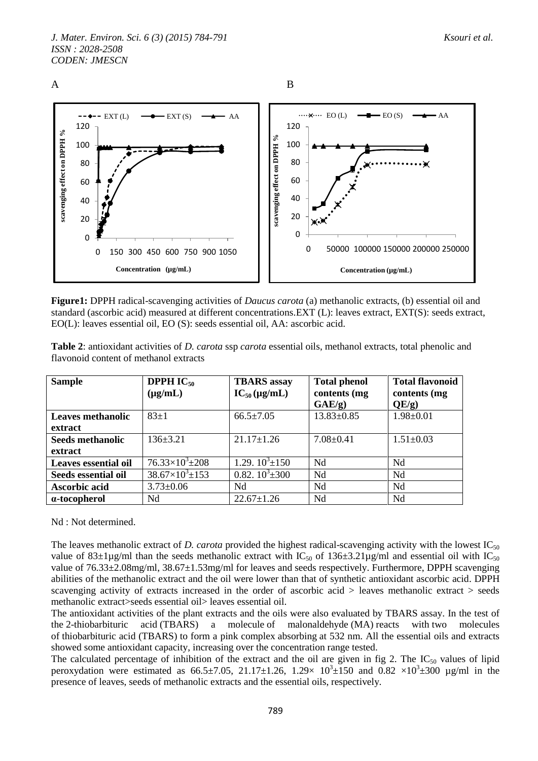A B

**Figure1:** DPPH radical-scavenging activities of *Daucus carota* (a) methanolic extracts, (b) essential oil and standard (ascorbic acid) measured at different concentrations.EXT (L): leaves extract, EXT(S): seeds extract, EO(L): leaves essential oil, EO (S): seeds essential oil, AA: ascorbic acid.

**Table 2**: antioxidant activities of *D. carota* ssp *carota* essential oils, methanol extracts, total phenolic and flavonoid content of methanol extracts

| Sample | DPPH $IC_{50}$ (µg/mL) | TBARS assay $IC_{50}$ (µg/mL) | Total phenol contents (mg GAE/g) | Total flavonoid contents (mg QE/g) |
|---|---|---|---|---|
| **Leaves methanolic extract** | 83±1 | 66.5±7.05 | 13.83±0.85 | 1.98±0.01 |
| **Seeds methanolic extract** | 136±3.21 | 21.17±1.26 | 7.08±0.41 | 1.51±0.03 |
| **Leaves essential oil** | $76.33\times10^3$±208 | 1.29. $10^3$±150 | Nd | Nd |
| **Seeds essential oil** | $38.67\times10^3$±153 | 0.82. $10^3$±300 | Nd | Nd |
| **Ascorbic acid** | 3.73±0.06 | Nd | Nd | Nd |
| **α-tocopherol** | Nd | 22.67±1.26 | Nd | Nd |

Nd : Not determined.

The leaves methanolic extract of *D. carota* provided the highest radical-scavenging activity with the lowest $IC_{50}$ value of 83±1µg/ml than the seeds methanolic extract with $IC_{50}$ of 136±3.21µg/ml and essential oil with $IC_{50}$ value of 76.33±2.08mg/ml, 38.67±1.53mg/ml for leaves and seeds respectively. Furthermore, DPPH scavenging abilities of the methanolic extract and the oil were lower than that of synthetic antioxidant ascorbic acid. DPPH scavenging activity of extracts increased in the order of ascorbic acid > leaves methanolic extract > seeds methanolic extract>seeds essential oil> leaves essential oil.

The antioxidant activities of the plant extracts and the oils were also evaluated by TBARS assay. In the test of the 2-thiobarbituric acid (TBARS) a molecule of malonaldehyde (MA) reacts with two molecules of thiobarbituric acid (TBARS) to form a pink complex absorbing at 532 nm. All the essential oils and extracts showed some antioxidant capacity, increasing over the concentration range tested.

The calculated percentage of inhibition of the extract and the oil are given in fig 2. The $IC_{50}$ values of lipid peroxydation were estimated as 66.5±7.05, 21.17±1.26, $1.29\times 10^3$±150 and $0.82 \times10^3$±300 µg/ml in the presence of leaves, seeds of methanolic extracts and the essential oils, respectively.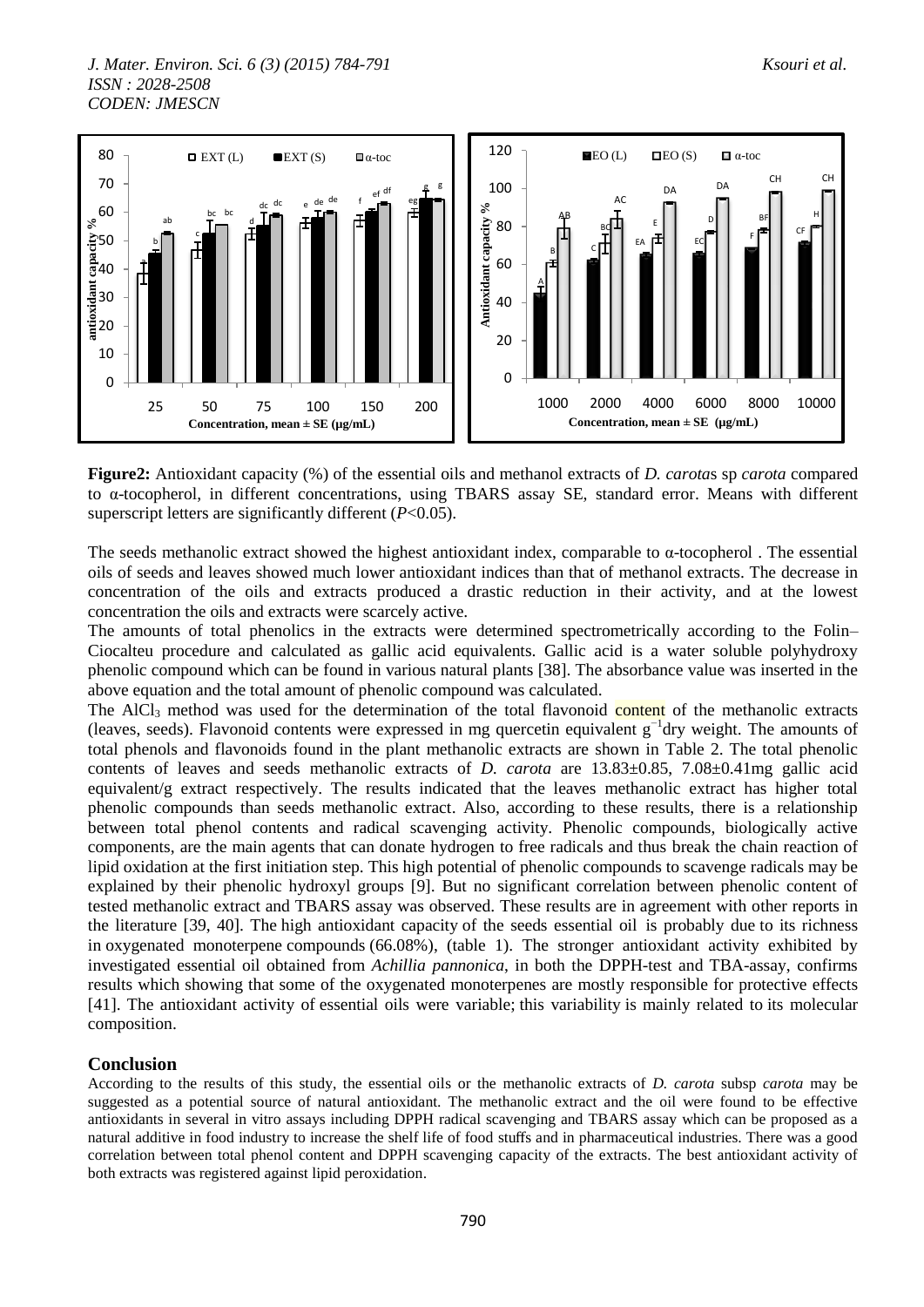**Figure2:** Antioxidant capacity (%) of the essential oils and methanol extracts of *D. carotas* sp *carota* compared to α-tocopherol, in different concentrations, using TBARS assay SE, standard error. Means with different superscript letters are significantly different ($P<0.05$).

The seeds methanolic extract showed the highest antioxidant index, comparable to α-tocopherol . The essential oils of seeds and leaves showed much lower antioxidant indices than that of methanol extracts. The decrease in concentration of the oils and extracts produced a drastic reduction in their activity, and at the lowest concentration the oils and extracts were scarcely active.

The amounts of total phenolics in the extracts were determined spectrometrically according to the Folin–Ciocalteu procedure and calculated as gallic acid equivalents. Gallic acid is a water soluble polyhydroxy phenolic compound which can be found in various natural plants [38]. The absorbance value was inserted in the above equation and the total amount of phenolic compound was calculated.

The $AlCl_3$ method was used for the determination of the total flavonoid content of the methanolic extracts (leaves, seeds). Flavonoid contents were expressed in mg quercetin equivalent $g^{-1}$dry weight. The amounts of total phenols and flavonoids found in the plant methanolic extracts are shown in Table 2. The total phenolic contents of leaves and seeds methanolic extracts of *D. carota* are 13.83±0.85, 7.08±0.41mg gallic acid equivalent/g extract respectively. The results indicated that the leaves methanolic extract has higher total phenolic compounds than seeds methanolic extract. Also, according to these results, there is a relationship between total phenol contents and radical scavenging activity. Phenolic compounds, biologically active components, are the main agents that can donate hydrogen to free radicals and thus break the chain reaction of lipid oxidation at the first initiation step. This high potential of phenolic compounds to scavenge radicals may be explained by their phenolic hydroxyl groups [9]. But no significant correlation between phenolic content of tested methanolic extract and TBARS assay was observed. These results are in agreement with other reports in the literature [39, 40]. The high antioxidant capacity of the seeds essential oil is probably due to its richness in oxygenated monoterpene compounds (66.08%), (table 1). The stronger antioxidant activity exhibited by investigated essential oil obtained from *Achillia pannonica*, in both the DPPH-test and TBA-assay, confirms results which showing that some of the oxygenated monoterpenes are mostly responsible for protective effects [41]. The antioxidant activity of essential oils were variable; this variability is mainly related to its molecular composition.

## Conclusion

According to the results of this study, the essential oils or the methanolic extracts of *D. carota* subsp *carota* may be suggested as a potential source of natural antioxidant. The methanolic extract and the oil were found to be effective antioxidants in several in vitro assays including DPPH radical scavenging and TBARS assay which can be proposed as a natural additive in food industry to increase the shelf life of food stuffs and in pharmaceutical industries. There was a good correlation between total phenol content and DPPH scavenging capacity of the extracts. The best antioxidant activity of both extracts was registered against lipid peroxidation.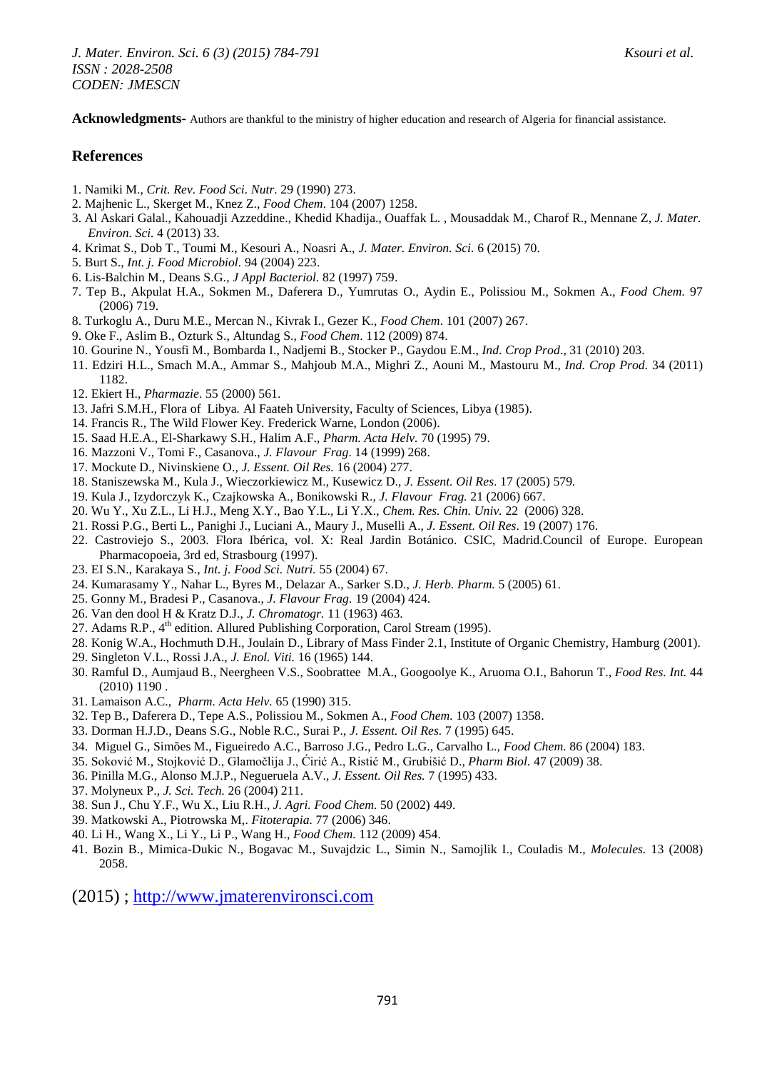**Acknowledgments-** Authors are thankful to the ministry of higher education and research of Algeria for financial assistance.

## References

1. Namiki M., *Crit. Rev. Food Sci. Nutr.* 29 (1990) 273.
2. Majhenic L., Skerget M., Knez Z., *Food Chem*. 104 (2007) 1258.
3. Al Askari Galal., Kahouadji Azzeddine., Khedid Khadija., Ouaffak L. , Mousaddak M., Charof R., Mennane Z, *J. Mater. Environ. Sci.* 4 (2013) 33.
4. Krimat S., Dob T., Toumi M., Kesouri A., Noasri A., *J. Mater. Environ. Sci*. 6 (2015) 70.
5. Burt S., *Int. j. Food Microbiol*. 94 (2004) 223.
6. Lis-Balchin M., Deans S.G., *J Appl Bacteriol.* 82 (1997) 759.
7. Tep B., Akpulat H.A., Sokmen M., Daferera D., Yumrutas O., Aydin E., Polissiou M., Sokmen A., *Food Chem.* 97 (2006) 719.
8. Turkoglu A., Duru M.E., Mercan N., Kivrak I., Gezer K., *Food Chem*. 101 (2007) 267.
9. Oke F., Aslim B., Ozturk S., Altundag S., *Food Chem*. 112 (2009) 874.
10. Gourine N., Yousfi M., Bombarda I., Nadjemi B., Stocker P., Gaydou E.M., *Ind. Crop Prod*., 31 (2010) 203.
11. Edziri H.L., Smach M.A., Ammar S., Mahjoub M.A., Mighri Z., Aouni M., Mastouru M., *Ind. Crop Prod.* 34 (2011) 1182.
12. Ekiert H., *Pharmazie*. 55 (2000) 561.
13. Jafri S.M.H., Flora of Libya. Al Faateh University, Faculty of Sciences, Libya (1985).
14. Francis R., The Wild Flower Key. Frederick Warne, London (2006).
15. Saad H.E.A., El-Sharkawy S.H., Halim A.F., *Pharm. Acta Helv.* 70 (1995) 79.
16. Mazzoni V., Tomi F., Casanova., *J. Flavour Frag*. 14 (1999) 268.
17. Mockute D., Nivinskiene O., *J. Essent. Oil Res.* 16 (2004) 277.
18. Staniszewska M., Kula J., Wieczorkiewicz M., Kusewicz D., *J. Essent. Oil Res*. 17 (2005) 579.
19. Kula J., Izydorczyk K., Czajkowska A., Bonikowski R., *J. Flavour Frag.* 21 (2006) 667.
20. Wu Y., Xu Z.L., Li H.J., Meng X.Y., Bao Y.L., Li Y.X., *Chem. Res. Chin. Univ.* 22 (2006) 328.
21. Rossi P.G., Berti L., Panighi J., Luciani A., Maury J., Muselli A., *J. Essent. Oil Res*. 19 (2007) 176.
22. Castroviejo S., 2003. Flora Ibérica, vol. X: Real Jardin Botánico. CSIC, Madrid.Council of Europe. European Pharmacopoeia, 3rd ed, Strasbourg (1997).
23. El S.N., Karakaya S., *Int. j. Food Sci. Nutri.* 55 (2004) 67.
24. Kumarasamy Y., Nahar L., Byres M., Delazar A., Sarker S.D., *J. Herb. Pharm.* 5 (2005) 61.
25. Gonny M., Bradesi P., Casanova., *J. Flavour Frag.* 19 (2004) 424.
26. Van den dool H & Kratz D.J., *J. Chromatogr.* 11 (1963) 463.
27. Adams R.P., 4th edition. Allured Publishing Corporation, Carol Stream (1995).
28. Konig W.A., Hochmuth D.H., Joulain D., Library of Mass Finder 2.1, Institute of Organic Chemistry, Hamburg (2001).
29. Singleton V.L., Rossi J.A., *J. Enol. Viti.* 16 (1965) 144.
30. Ramful D., Aumjaud B., Neergheen V.S., Soobrattee M.A., Googoolye K., Aruoma O.I., Bahorun T., *Food Res. Int.* 44 (2010) 1190 .
31. Lamaison A.C., *Pharm. Acta Helv.* 65 (1990) 315.
32. Tep B., Daferera D., Tepe A.S., Polissiou M., Sokmen A., *Food Chem.* 103 (2007) 1358.
33. Dorman H.J.D., Deans S.G., Noble R.C., Surai P., *J. Essent. Oil Res.* 7 (1995) 645.
34. Miguel G., Simões M., Figueiredo A.C., Barroso J.G., Pedro L.G., Carvalho L., *Food Chem.* 86 (2004) 183.
35. Soković M., Stojković D., Glamočlija J., Ćirić A., Ristić M., Grubišić D., *Pharm Biol.* 47 (2009) 38.
36. Pinilla M.G., Alonso M.J.P., Negueruela A.V., *J. Essent. Oil Res.* 7 (1995) 433.
37. Molyneux P., *J. Sci. Tech.* 26 (2004) 211.
38. Sun J., Chu Y.F., Wu X., Liu R.H., *J. Agri. Food Chem.* 50 (2002) 449.
39. Matkowski A., Piotrowska M,. *Fitoterapia.* 77 (2006) 346.
40. Li H., Wang X., Li Y., Li P., Wang H., *Food Chem.* 112 (2009) 454.
41. Bozin B., Mimica-Dukic N., Bogavac M., Suvajdzic L., Simin N., Samojlik I., Couladis M., *Molecules.* 13 (2008) 2058.

(2015) ; http://www.jmaterenvironsci.com